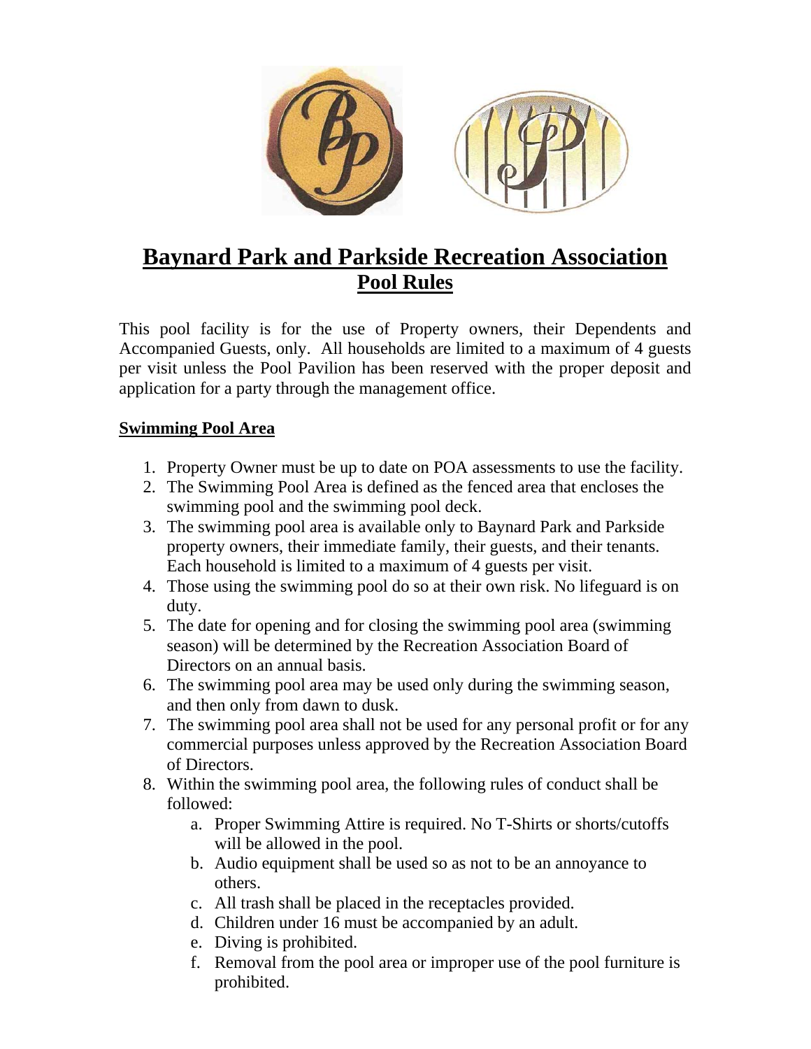# Baynard Park and Parkside Recreation Association

## Pool Rules

This pool facility is for the use of Property owners, their Dependents and Accompanied Guests, only. All households are limited to a maximum of 4 guests per visit unless the Pool Pavilion has been reserved with the proper deposit and application for a party through the management office.

### Swimming Pool Area

1. Property Owner must be up to date on POA assessments to use the facility.
2. The Swimming Pool Area is defined as the fenced area that encloses the swimming pool and the swimming pool deck.
3. The swimming pool area is available only to Baynard Park and Parkside property owners, their immediate family, their guests, and their tenants. Each household is limited to a maximum of 4 guests per visit.
4. Those using the swimming pool do so at their own risk. No lifeguard is on duty.
5. The date for opening and for closing the swimming pool area (swimming season) will be determined by the Recreation Association Board of Directors on an annual basis.
6. The swimming pool area may be used only during the swimming season, and then only from dawn to dusk.
7. The swimming pool area shall not be used for any personal profit or for any commercial purposes unless approved by the Recreation Association Board of Directors.
8. Within the swimming pool area, the following rules of conduct shall be followed:
   a. Proper Swimming Attire is required. No T-Shirts or shorts/cutoffs will be allowed in the pool.
   b. Audio equipment shall be used so as not to be an annoyance to others.
   c. All trash shall be placed in the receptacles provided.
   d. Children under 16 must be accompanied by an adult.
   e. Diving is prohibited.
   f. Removal from the pool area or improper use of the pool furniture is prohibited.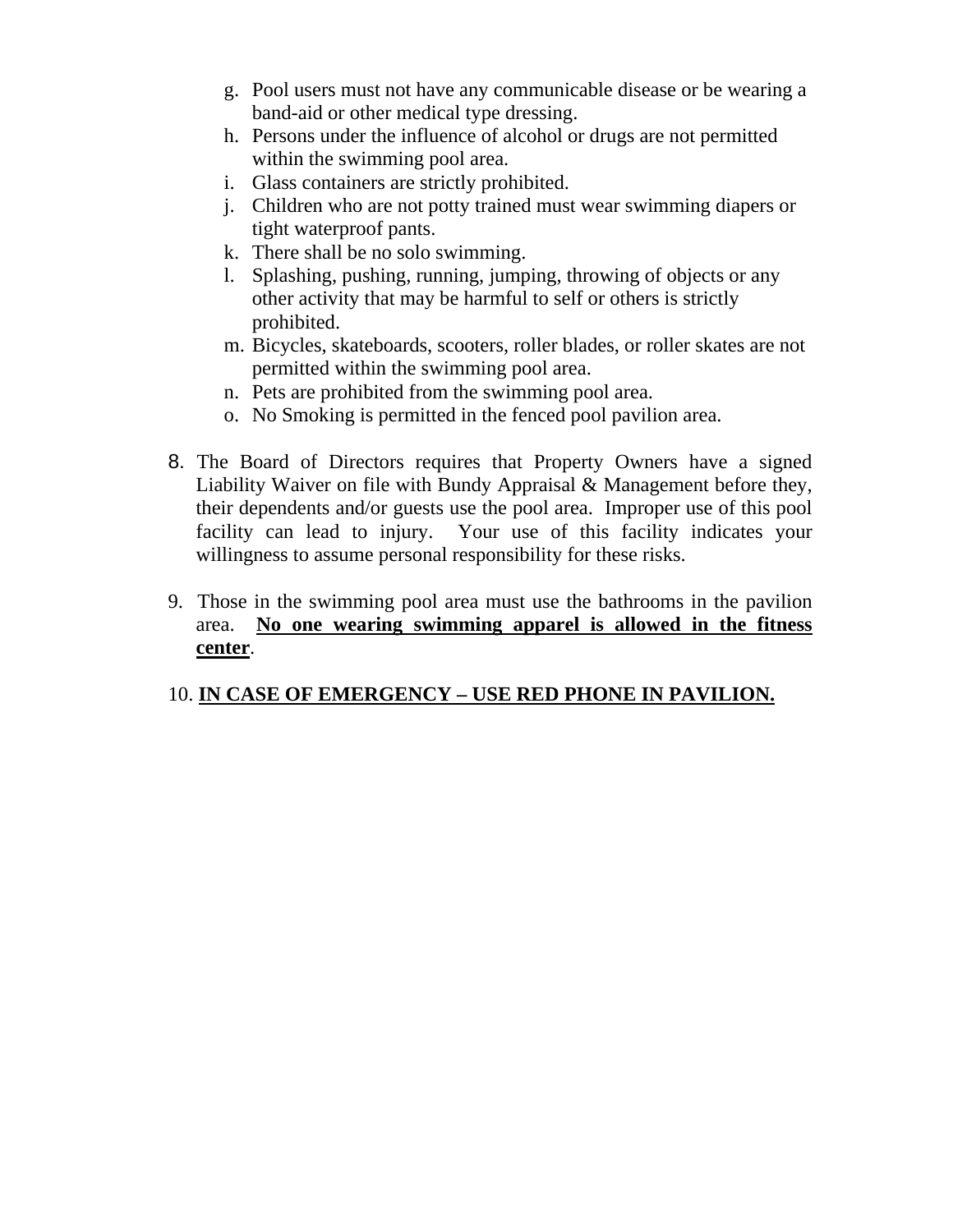g. Pool users must not have any communicable disease or be wearing a band-aid or other medical type dressing.
h. Persons under the influence of alcohol or drugs are not permitted within the swimming pool area.
i. Glass containers are strictly prohibited.
j. Children who are not potty trained must wear swimming diapers or tight waterproof pants.
k. There shall be no solo swimming.
l. Splashing, pushing, running, jumping, throwing of objects or any other activity that may be harmful to self or others is strictly prohibited.
m. Bicycles, skateboards, scooters, roller blades, or roller skates are not permitted within the swimming pool area.
n. Pets are prohibited from the swimming pool area.
o. No Smoking is permitted in the fenced pool pavilion area.

8. The Board of Directors requires that Property Owners have a signed Liability Waiver on file with Bundy Appraisal & Management before they, their dependents and/or guests use the pool area. Improper use of this pool facility can lead to injury. Your use of this facility indicates your willingness to assume personal responsibility for these risks.

9. Those in the swimming pool area must use the bathrooms in the pavilion area. **<u>No one wearing swimming apparel is allowed in the fitness center</u>**.

10. **<u>IN CASE OF EMERGENCY – USE RED PHONE IN PAVILION.</u>**